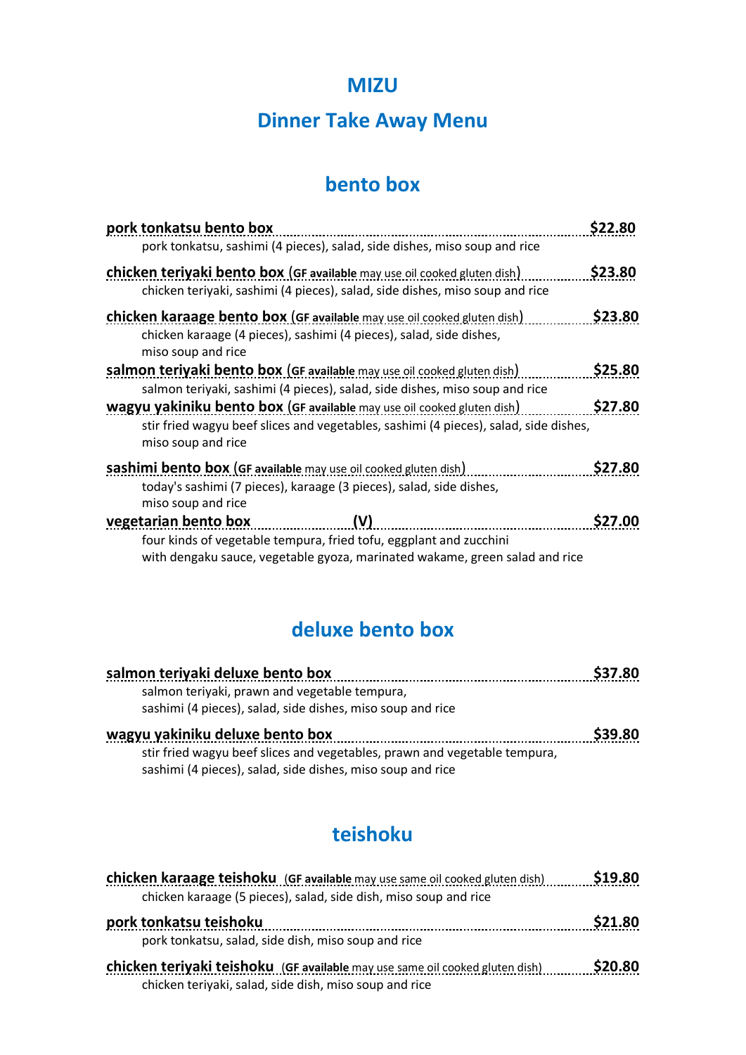# MIZU

# Dinner Take Away Menu

## bento box

**pork tonkatsu bento box** ........ **$22.80**
pork tonkatsu, sashimi (4 pieces), salad, side dishes, miso soup and rice

**chicken teriyaki bento box** (**GF available** may use oil cooked gluten dish) ........ **$23.80**
chicken teriyaki, sashimi (4 pieces), salad, side dishes, miso soup and rice

**chicken karaage bento box** (**GF available** may use oil cooked gluten dish) ........ **$23.80**
chicken karaage (4 pieces), sashimi (4 pieces), salad, side dishes,
miso soup and rice

**salmon teriyaki bento box** (**GF available** may use oil cooked gluten dish) ........ **$25.80**
salmon teriyaki, sashimi (4 pieces), salad, side dishes, miso soup and rice

**wagyu yakiniku bento box** (**GF available** may use oil cooked gluten dish) ........ **$27.80**
stir fried wagyu beef slices and vegetables, sashimi (4 pieces), salad, side dishes,
miso soup and rice

**sashimi bento box** (**GF available** may use oil cooked gluten dish) ........ **$27.80**
today's sashimi (7 pieces), karaage (3 pieces), salad, side dishes,
miso soup and rice

**vegetarian bento box** ........ **(V)** ........ **$27.00**
four kinds of vegetable tempura, fried tofu, eggplant and zucchini
with dengaku sauce, vegetable gyoza, marinated wakame, green salad and rice

## deluxe bento box

**salmon teriyaki deluxe bento box** ........ **$37.80**
salmon teriyaki, prawn and vegetable tempura,
sashimi (4 pieces), salad, side dishes, miso soup and rice

**wagyu yakiniku deluxe bento box** ........ **$39.80**
stir fried wagyu beef slices and vegetables, prawn and vegetable tempura,
sashimi (4 pieces), salad, side dishes, miso soup and rice

## teishoku

**chicken karaage teishoku** (**GF available** may use same oil cooked gluten dish) ........ **$19.80**
chicken karaage (5 pieces), salad, side dish, miso soup and rice

**pork tonkatsu teishoku** ........ **$21.80**
pork tonkatsu, salad, side dish, miso soup and rice

**chicken teriyaki teishoku** (**GF available** may use same oil cooked gluten dish) ........ **$20.80**
chicken teriyaki, salad, side dish, miso soup and rice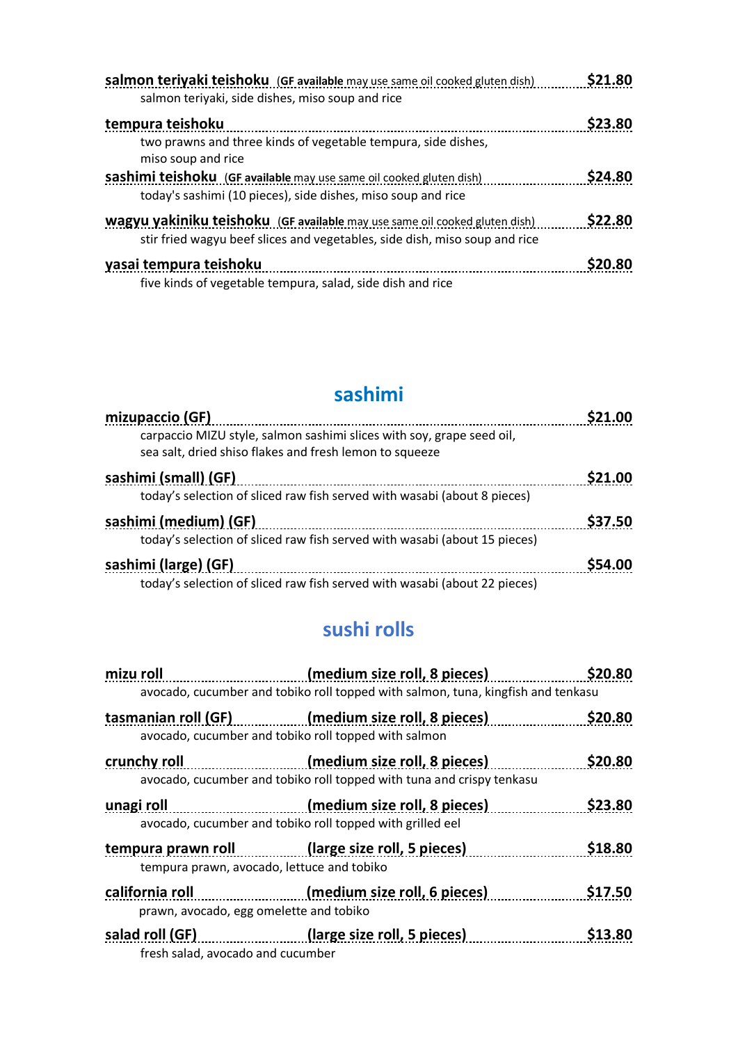**salmon teriyaki teishoku** (**GF available** may use same oil cooked gluten dish) **$21.80**
salmon teriyaki, side dishes, miso soup and rice

**tempura teishoku** **$23.80**
two prawns and three kinds of vegetable tempura, side dishes, miso soup and rice

**sashimi teishoku** (**GF available** may use same oil cooked gluten dish) **$24.80**
today's sashimi (10 pieces), side dishes, miso soup and rice

**wagyu yakiniku teishoku** (**GF available** may use same oil cooked gluten dish) **$22.80**
stir fried wagyu beef slices and vegetables, side dish, miso soup and rice

**yasai tempura teishoku** **$20.80**
five kinds of vegetable tempura, salad, side dish and rice

## sashimi

**mizupaccio (GF)** **$21.00**
carpaccio MIZU style, salmon sashimi slices with soy, grape seed oil, sea salt, dried shiso flakes and fresh lemon to squeeze

**sashimi (small) (GF)** **$21.00**
today's selection of sliced raw fish served with wasabi (about 8 pieces)

**sashimi (medium) (GF)** **$37.50**
today's selection of sliced raw fish served with wasabi (about 15 pieces)

**sashimi (large) (GF)** **$54.00**
today's selection of sliced raw fish served with wasabi (about 22 pieces)

## sushi rolls

**mizu roll** **(medium size roll, 8 pieces)** **$20.80**
avocado, cucumber and tobiko roll topped with salmon, tuna, kingfish and tenkasu

**tasmanian roll (GF)** **(medium size roll, 8 pieces)** **$20.80**
avocado, cucumber and tobiko roll topped with salmon

**crunchy roll** **(medium size roll, 8 pieces)** **$20.80**
avocado, cucumber and tobiko roll topped with tuna and crispy tenkasu

**unagi roll** **(medium size roll, 8 pieces)** **$23.80**
avocado, cucumber and tobiko roll topped with grilled eel

**tempura prawn roll** **(large size roll, 5 pieces)** **$18.80**
tempura prawn, avocado, lettuce and tobiko

**california roll** **(medium size roll, 6 pieces)** **$17.50**
prawn, avocado, egg omelette and tobiko

**salad roll (GF)** **(large size roll, 5 pieces)** **$13.80**
fresh salad, avocado and cucumber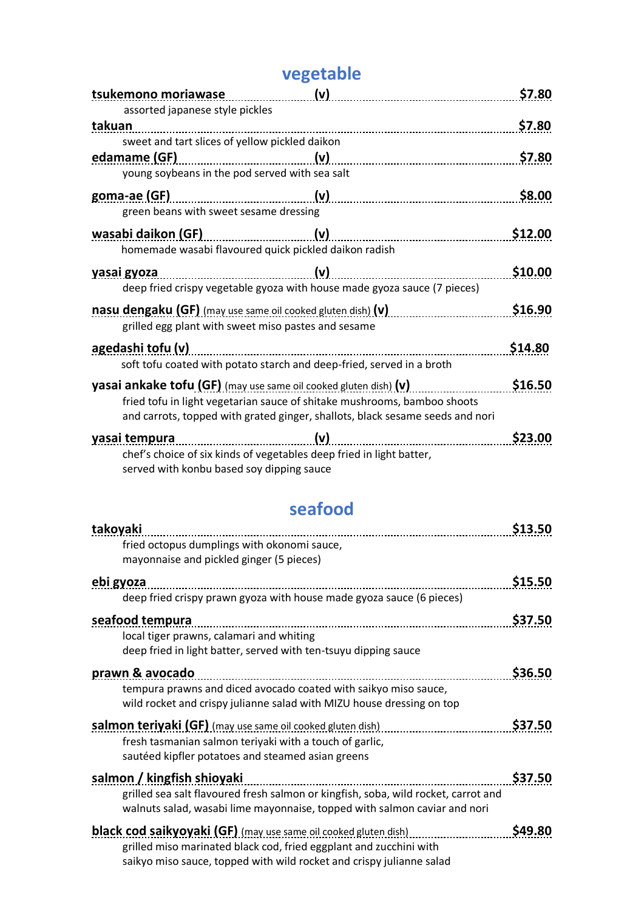## vegetable

**tsukemono moriawase** (v) — **$7.80**
assorted japanese style pickles

**takuan** — **$7.80**
sweet and tart slices of yellow pickled daikon

**edamame (GF)** (v) — **$7.80**
young soybeans in the pod served with sea salt

**goma-ae (GF)** (v) — **$8.00**
green beans with sweet sesame dressing

**wasabi daikon (GF)** (v) — **$12.00**
homemade wasabi flavoured quick pickled daikon radish

**yasai gyoza** (v) — **$10.00**
deep fried crispy vegetable gyoza with house made gyoza sauce (7 pieces)

**nasu dengaku (GF)** (may use same oil cooked gluten dish) **(v)** — **$16.90**
grilled egg plant with sweet miso pastes and sesame

**agedashi tofu (v)** — **$14.80**
soft tofu coated with potato starch and deep-fried, served in a broth

**yasai ankake tofu (GF)** (may use same oil cooked gluten dish) **(v)** — **$16.50**
fried tofu in light vegetarian sauce of shitake mushrooms, bamboo shoots and carrots, topped with grated ginger, shallots, black sesame seeds and nori

**yasai tempura** (v) — **$23.00**
chef's choice of six kinds of vegetables deep fried in light batter, served with konbu based soy dipping sauce

## seafood

**takoyaki** — **$13.50**
fried octopus dumplings with okonomi sauce, mayonnaise and pickled ginger (5 pieces)

**ebi gyoza** — **$15.50**
deep fried crispy prawn gyoza with house made gyoza sauce (6 pieces)

**seafood tempura** — **$37.50**
local tiger prawns, calamari and whiting deep fried in light batter, served with ten-tsuyu dipping sauce

**prawn & avocado** — **$36.50**
tempura prawns and diced avocado coated with saikyo miso sauce, wild rocket and crispy julianne salad with MIZU house dressing on top

**salmon teriyaki (GF)** (may use same oil cooked gluten dish) — **$37.50**
fresh tasmanian salmon teriyaki with a touch of garlic, sautéed kipfler potatoes and steamed asian greens

**salmon / kingfish shioyaki** — **$37.50**
grilled sea salt flavoured fresh salmon or kingfish, soba, wild rocket, carrot and walnuts salad, wasabi lime mayonnaise, topped with salmon caviar and nori

**black cod saikyoyaki (GF)** (may use same oil cooked gluten dish) — **$49.80**
grilled miso marinated black cod, fried eggplant and zucchini with saikyo miso sauce, topped with wild rocket and crispy julianne salad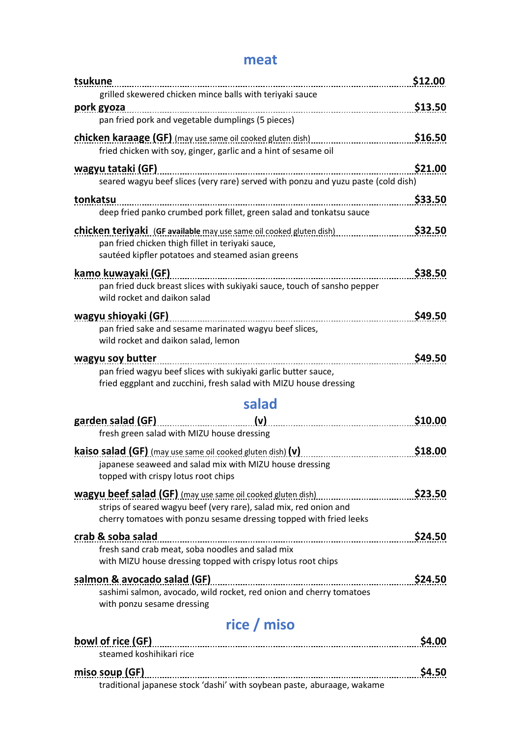## meat

**tsukune** — $12.00
grilled skewered chicken mince balls with teriyaki sauce

**pork gyoza** — $13.50
pan fried pork and vegetable dumplings (5 pieces)

**chicken karaage (GF)** (may use same oil cooked gluten dish) — $16.50
fried chicken with soy, ginger, garlic and a hint of sesame oil

**wagyu tataki (GF)** — $21.00
seared wagyu beef slices (very rare) served with ponzu and yuzu paste (cold dish)

**tonkatsu** — $33.50
deep fried panko crumbed pork fillet, green salad and tonkatsu sauce

**chicken teriyaki** (**GF available** may use same oil cooked gluten dish) — $32.50
pan fried chicken thigh fillet in teriyaki sauce,
sautéed kipfler potatoes and steamed asian greens

**kamo kuwayaki (GF)** — $38.50
pan fried duck breast slices with sukiyaki sauce, touch of sansho pepper
wild rocket and daikon salad

**wagyu shioyaki (GF)** — $49.50
pan fried sake and sesame marinated wagyu beef slices,
wild rocket and daikon salad, lemon

**wagyu soy butter** — $49.50
pan fried wagyu beef slices with sukiyaki garlic butter sauce,
fried eggplant and zucchini, fresh salad with MIZU house dressing

## salad

**garden salad (GF)** **(v)** — $10.00
fresh green salad with MIZU house dressing

**kaiso salad (GF)** (may use same oil cooked gluten dish) **(v)** — $18.00
japanese seaweed and salad mix with MIZU house dressing
topped with crispy lotus root chips

**wagyu beef salad (GF)** (may use same oil cooked gluten dish) — $23.50
strips of seared wagyu beef (very rare), salad mix, red onion and
cherry tomatoes with ponzu sesame dressing topped with fried leeks

**crab & soba salad** — $24.50
fresh sand crab meat, soba noodles and salad mix
with MIZU house dressing topped with crispy lotus root chips

**salmon & avocado salad (GF)** — $24.50
sashimi salmon, avocado, wild rocket, red onion and cherry tomatoes
with ponzu sesame dressing

## rice / miso

**bowl of rice (GF)** — $4.00
steamed koshihikari rice

**miso soup (GF)** — $4.50
traditional japanese stock 'dashi' with soybean paste, aburaage, wakame